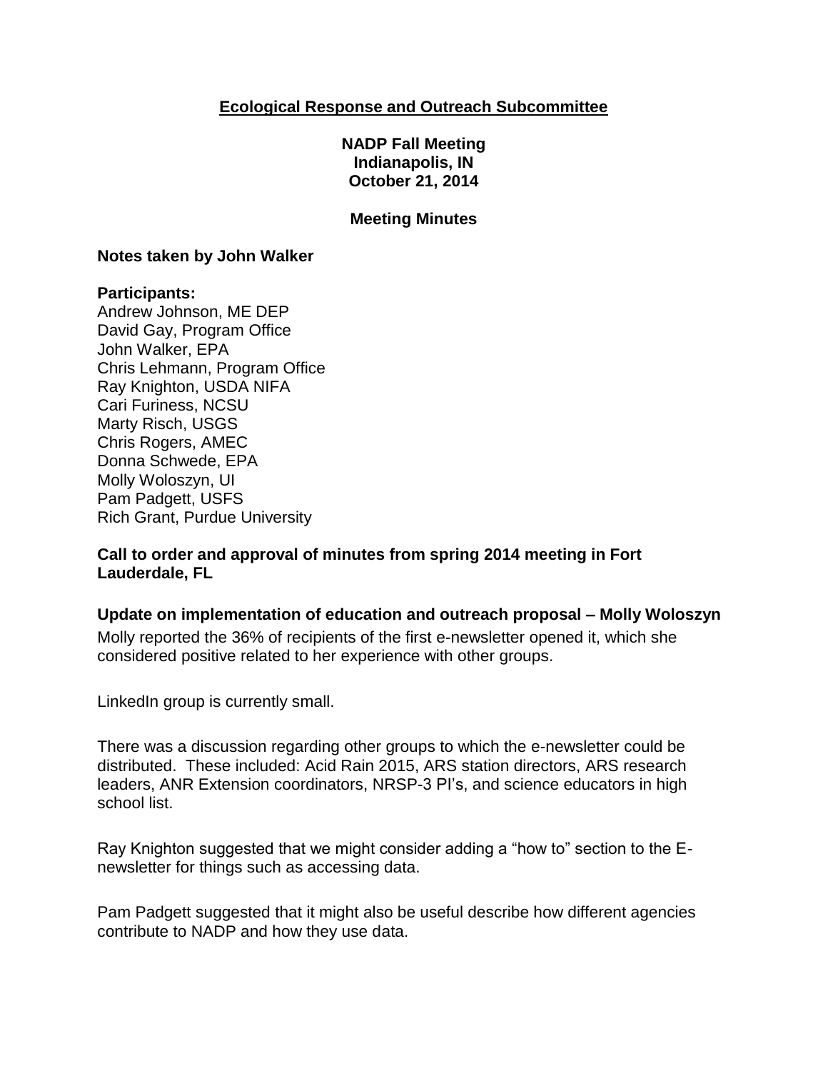**Ecological Response and Outreach Subcommittee**

**NADP Fall Meeting**
**Indianapolis, IN**
**October 21, 2014**

**Meeting Minutes**

**Notes taken by John Walker**

**Participants:**
Andrew Johnson, ME DEP
David Gay, Program Office
John Walker, EPA
Chris Lehmann, Program Office
Ray Knighton, USDA NIFA
Cari Furiness, NCSU
Marty Risch, USGS
Chris Rogers, AMEC
Donna Schwede, EPA
Molly Woloszyn, UI
Pam Padgett, USFS
Rich Grant, Purdue University

**Call to order and approval of minutes from spring 2014 meeting in Fort Lauderdale, FL**

**Update on implementation of education and outreach proposal – Molly Woloszyn**

Molly reported the 36% of recipients of the first e-newsletter opened it, which she considered positive related to her experience with other groups.

LinkedIn group is currently small.

There was a discussion regarding other groups to which the e-newsletter could be distributed. These included: Acid Rain 2015, ARS station directors, ARS research leaders, ANR Extension coordinators, NRSP-3 PI's, and science educators in high school list.

Ray Knighton suggested that we might consider adding a "how to" section to the E-newsletter for things such as accessing data.

Pam Padgett suggested that it might also be useful describe how different agencies contribute to NADP and how they use data.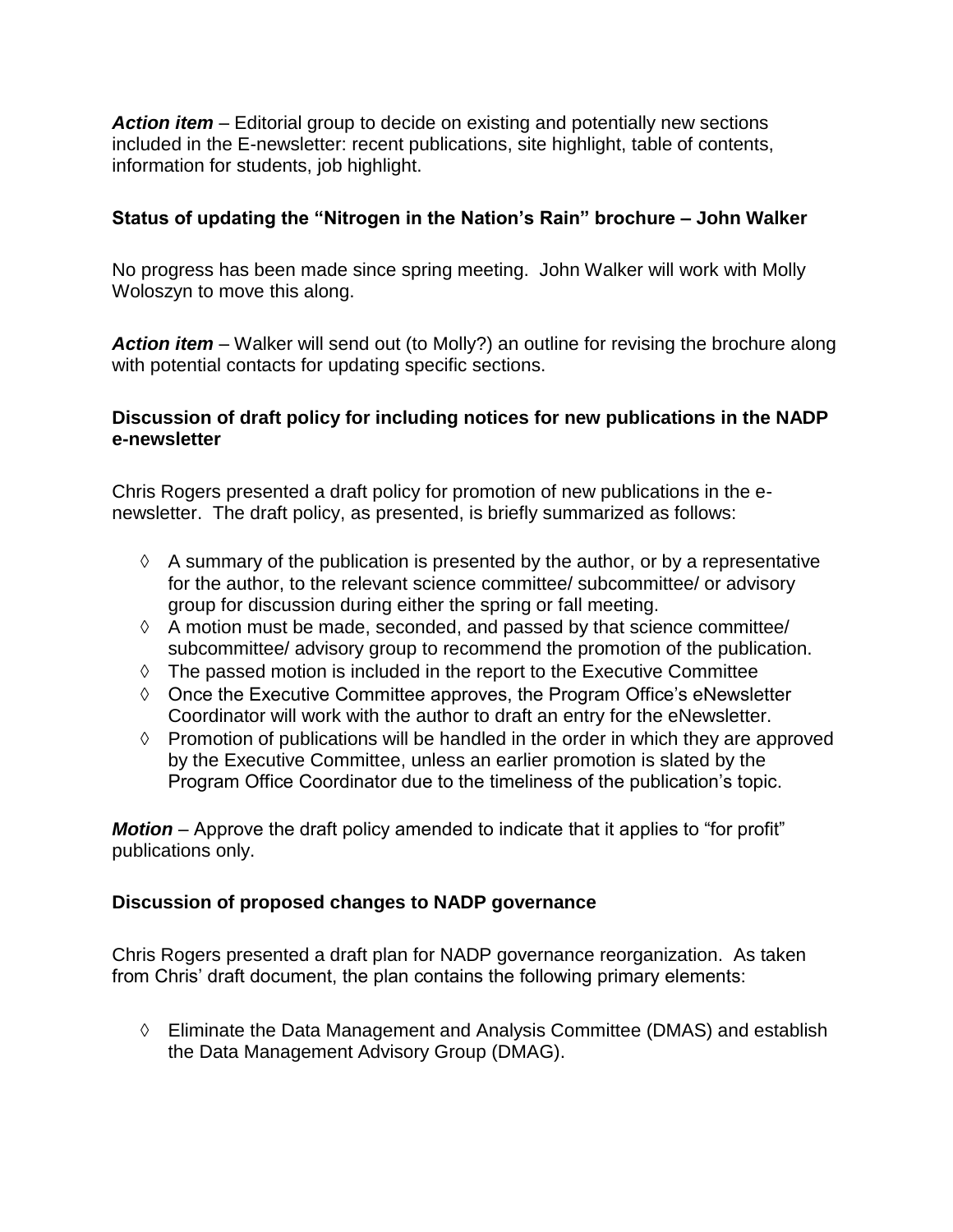***Action item*** – Editorial group to decide on existing and potentially new sections included in the E-newsletter: recent publications, site highlight, table of contents, information for students, job highlight.

### Status of updating the "Nitrogen in the Nation's Rain" brochure – John Walker

No progress has been made since spring meeting. John Walker will work with Molly Woloszyn to move this along.

***Action item*** – Walker will send out (to Molly?) an outline for revising the brochure along with potential contacts for updating specific sections.

### Discussion of draft policy for including notices for new publications in the NADP e-newsletter

Chris Rogers presented a draft policy for promotion of new publications in the e-newsletter. The draft policy, as presented, is briefly summarized as follows:

- ◊ A summary of the publication is presented by the author, or by a representative for the author, to the relevant science committee/ subcommittee/ or advisory group for discussion during either the spring or fall meeting.
- ◊ A motion must be made, seconded, and passed by that science committee/ subcommittee/ advisory group to recommend the promotion of the publication.
- ◊ The passed motion is included in the report to the Executive Committee
- ◊ Once the Executive Committee approves, the Program Office's eNewsletter Coordinator will work with the author to draft an entry for the eNewsletter.
- ◊ Promotion of publications will be handled in the order in which they are approved by the Executive Committee, unless an earlier promotion is slated by the Program Office Coordinator due to the timeliness of the publication's topic.

***Motion*** – Approve the draft policy amended to indicate that it applies to "for profit" publications only.

### Discussion of proposed changes to NADP governance

Chris Rogers presented a draft plan for NADP governance reorganization. As taken from Chris' draft document, the plan contains the following primary elements:

- ◊ Eliminate the Data Management and Analysis Committee (DMAS) and establish the Data Management Advisory Group (DMAG).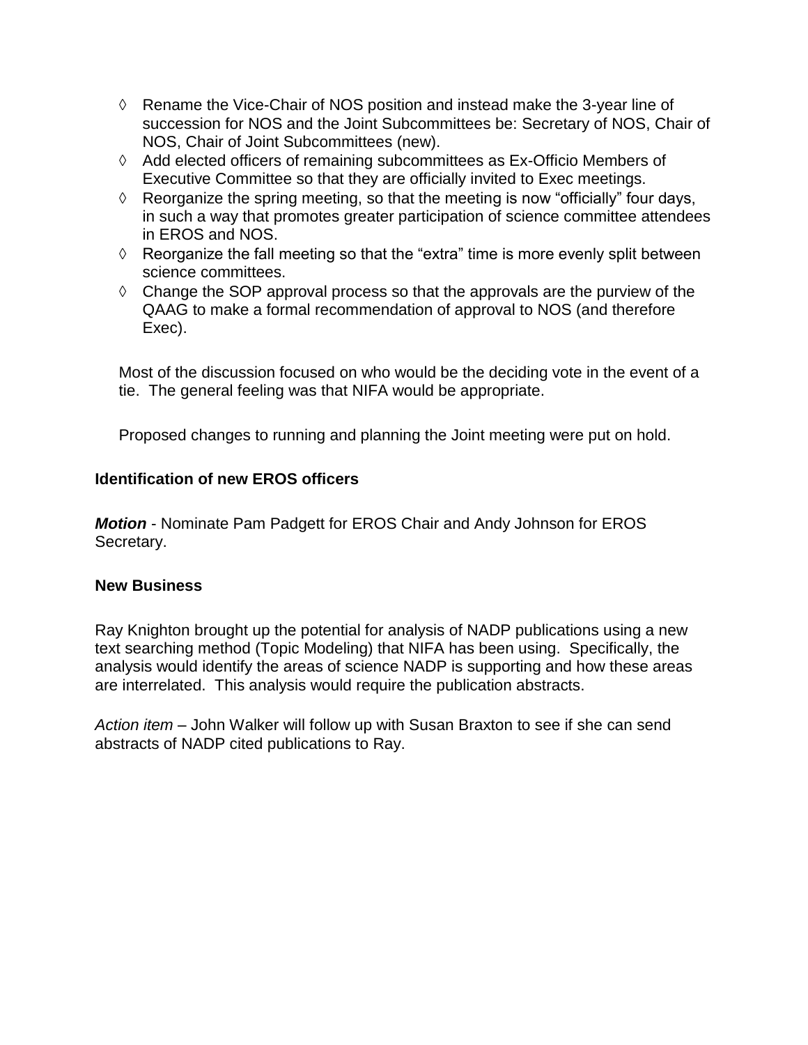- Rename the Vice-Chair of NOS position and instead make the 3-year line of succession for NOS and the Joint Subcommittees be: Secretary of NOS, Chair of NOS, Chair of Joint Subcommittees (new).
- Add elected officers of remaining subcommittees as Ex-Officio Members of Executive Committee so that they are officially invited to Exec meetings.
- Reorganize the spring meeting, so that the meeting is now "officially" four days, in such a way that promotes greater participation of science committee attendees in EROS and NOS.
- Reorganize the fall meeting so that the "extra" time is more evenly split between science committees.
- Change the SOP approval process so that the approvals are the purview of the QAAG to make a formal recommendation of approval to NOS (and therefore Exec).

Most of the discussion focused on who would be the deciding vote in the event of a tie. The general feeling was that NIFA would be appropriate.

Proposed changes to running and planning the Joint meeting were put on hold.

**Identification of new EROS officers**

***Motion*** - Nominate Pam Padgett for EROS Chair and Andy Johnson for EROS Secretary.

**New Business**

Ray Knighton brought up the potential for analysis of NADP publications using a new text searching method (Topic Modeling) that NIFA has been using. Specifically, the analysis would identify the areas of science NADP is supporting and how these areas are interrelated. This analysis would require the publication abstracts.

*Action item* – John Walker will follow up with Susan Braxton to see if she can send abstracts of NADP cited publications to Ray.